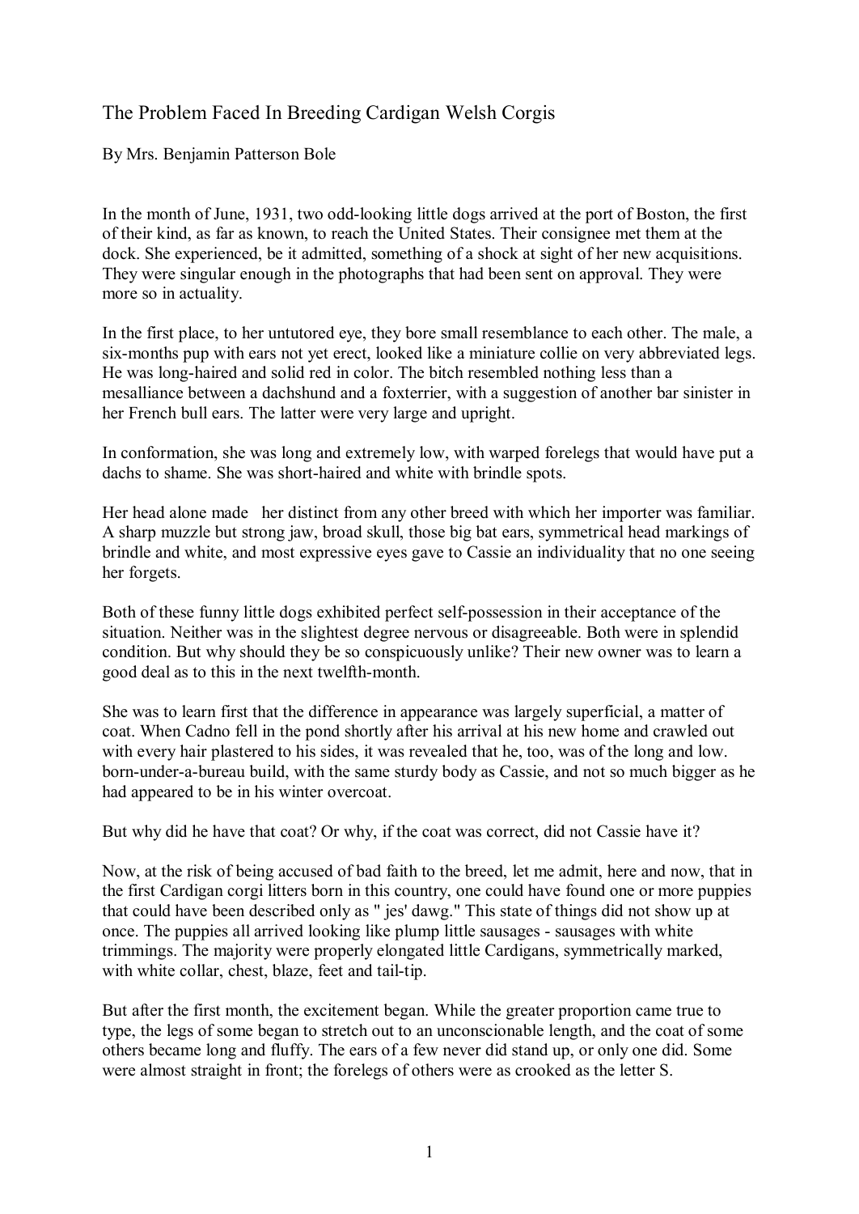# The Problem Faced In Breeding Cardigan Welsh Corgis

By Mrs. Benjamin Patterson Bole

In the month of June, 1931, two odd-looking little dogs arrived at the port of Boston, the first of their kind, as far as known, to reach the United States. Their consignee met them at the dock. She experienced, be it admitted, something of a shock at sight of her new acquisitions. They were singular enough in the photographs that had been sent on approval. They were more so in actuality.

In the first place, to her untutored eye, they bore small resemblance to each other. The male, a six-months pup with ears not yet erect, looked like a miniature collie on very abbreviated legs. He was long-haired and solid red in color. The bitch resembled nothing less than a mesalliance between a dachshund and a foxterrier, with a suggestion of another bar sinister in her French bull ears. The latter were very large and upright.

In conformation, she was long and extremely low, with warped forelegs that would have put a dachs to shame. She was short-haired and white with brindle spots.

Her head alone made her distinct from any other breed with which her importer was familiar. A sharp muzzle but strong jaw, broad skull, those big bat ears, symmetrical head markings of brindle and white, and most expressive eyes gave to Cassie an individuality that no one seeing her forgets.

Both of these funny little dogs exhibited perfect self-possession in their acceptance of the situation. Neither was in the slightest degree nervous or disagreeable. Both were in splendid condition. But why should they be so conspicuously unlike? Their new owner was to learn a good deal as to this in the next twelfth-month.

She was to learn first that the difference in appearance was largely superficial, a matter of coat. When Cadno fell in the pond shortly after his arrival at his new home and crawled out with every hair plastered to his sides, it was revealed that he, too, was of the long and low. born-under-a-bureau build, with the same sturdy body as Cassie, and not so much bigger as he had appeared to be in his winter overcoat.

But why did he have that coat? Or why, if the coat was correct, did not Cassie have it?

Now, at the risk of being accused of bad faith to the breed, let me admit, here and now, that in the first Cardigan corgi litters born in this country, one could have found one or more puppies that could have been described only as " jes' dawg." This state of things did not show up at once. The puppies all arrived looking like plump little sausages - sausages with white trimmings. The majority were properly elongated little Cardigans, symmetrically marked, with white collar, chest, blaze, feet and tail-tip.

But after the first month, the excitement began. While the greater proportion came true to type, the legs of some began to stretch out to an unconscionable length, and the coat of some others became long and fluffy. The ears of a few never did stand up, or only one did. Some were almost straight in front; the forelegs of others were as crooked as the letter S.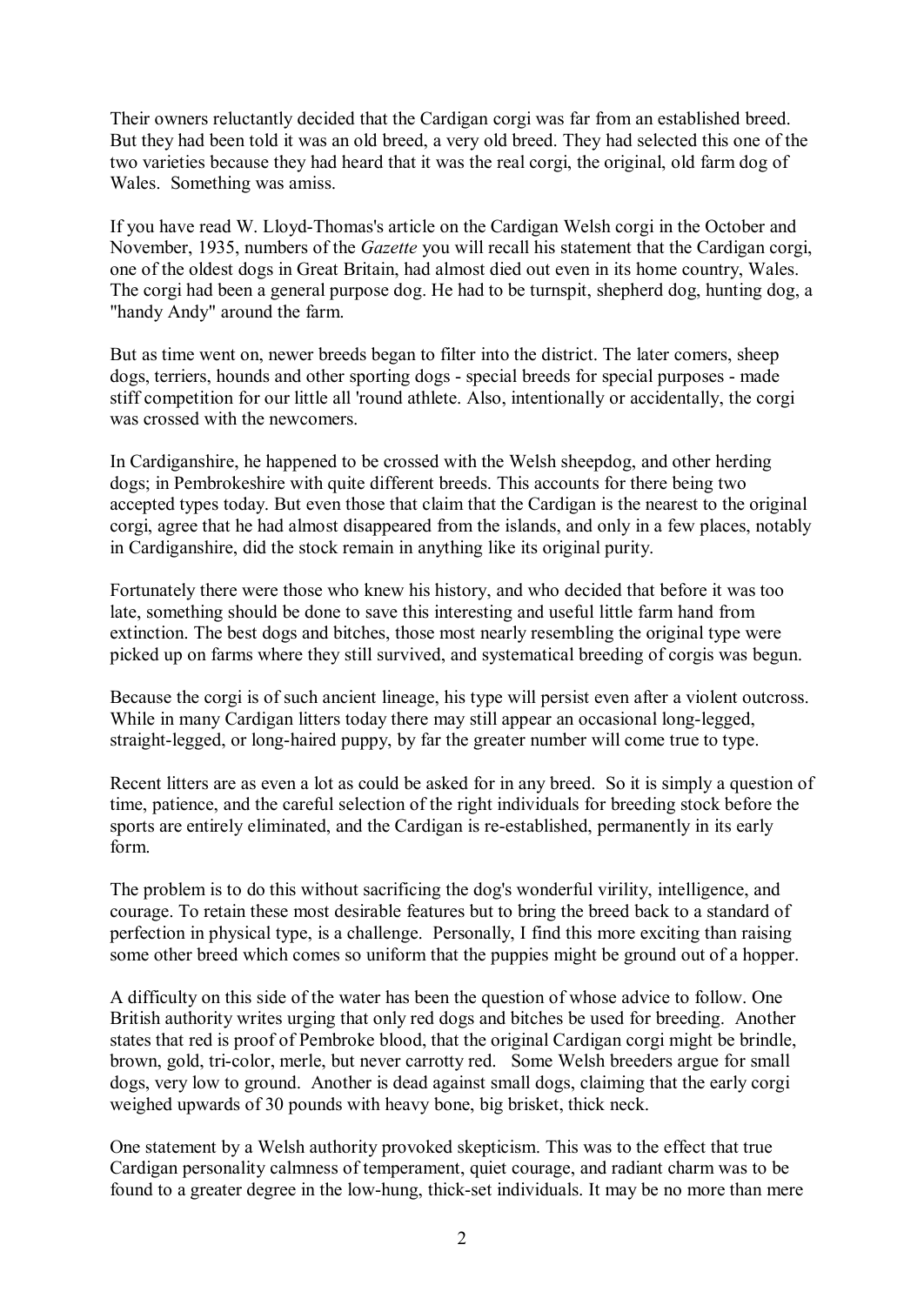Their owners reluctantly decided that the Cardigan corgi was far from an established breed. But they had been told it was an old breed, a very old breed. They had selected this one of the two varieties because they had heard that it was the real corgi, the original, old farm dog of Wales. Something was amiss.

If you have read W. Lloyd-Thomas's article on the Cardigan Welsh corgi in the October and November, 1935, numbers of the *Gazette* you will recall his statement that the Cardigan corgi, one of the oldest dogs in Great Britain, had almost died out even in its home country, Wales. The corgi had been a general purpose dog. He had to be turnspit, shepherd dog, hunting dog, a "handy Andy" around the farm.

But as time went on, newer breeds began to filter into the district. The later comers, sheep dogs, terriers, hounds and other sporting dogs - special breeds for special purposes - made stiff competition for our little all 'round athlete. Also, intentionally or accidentally, the corgi was crossed with the newcomers.

In Cardiganshire, he happened to be crossed with the Welsh sheepdog, and other herding dogs; in Pembrokeshire with quite different breeds. This accounts for there being two accepted types today. But even those that claim that the Cardigan is the nearest to the original corgi, agree that he had almost disappeared from the islands, and only in a few places, notably in Cardiganshire, did the stock remain in anything like its original purity.

Fortunately there were those who knew his history, and who decided that before it was too late, something should be done to save this interesting and useful little farm hand from extinction. The best dogs and bitches, those most nearly resembling the original type were picked up on farms where they still survived, and systematical breeding of corgis was begun.

Because the corgi is of such ancient lineage, his type will persist even after a violent outcross. While in many Cardigan litters today there may still appear an occasional long-legged, straight-legged, or long-haired puppy, by far the greater number will come true to type.

Recent litters are as even a lot as could be asked for in any breed. So it is simply a question of time, patience, and the careful selection of the right individuals for breeding stock before the sports are entirely eliminated, and the Cardigan is re-established, permanently in its early form.

The problem is to do this without sacrificing the dog's wonderful virility, intelligence, and courage. To retain these most desirable features but to bring the breed back to a standard of perfection in physical type, is a challenge. Personally, I find this more exciting than raising some other breed which comes so uniform that the puppies might be ground out of a hopper.

A difficulty on this side of the water has been the question of whose advice to follow. One British authority writes urging that only red dogs and bitches be used for breeding. Another states that red is proof of Pembroke blood, that the original Cardigan corgi might be brindle, brown, gold, tri-color, merle, but never carrotty red. Some Welsh breeders argue for small dogs, very low to ground. Another is dead against small dogs, claiming that the early corgi weighed upwards of 30 pounds with heavy bone, big brisket, thick neck.

One statement by a Welsh authority provoked skepticism. This was to the effect that true Cardigan personality calmness of temperament, quiet courage, and radiant charm was to be found to a greater degree in the low-hung, thick-set individuals. It may be no more than mere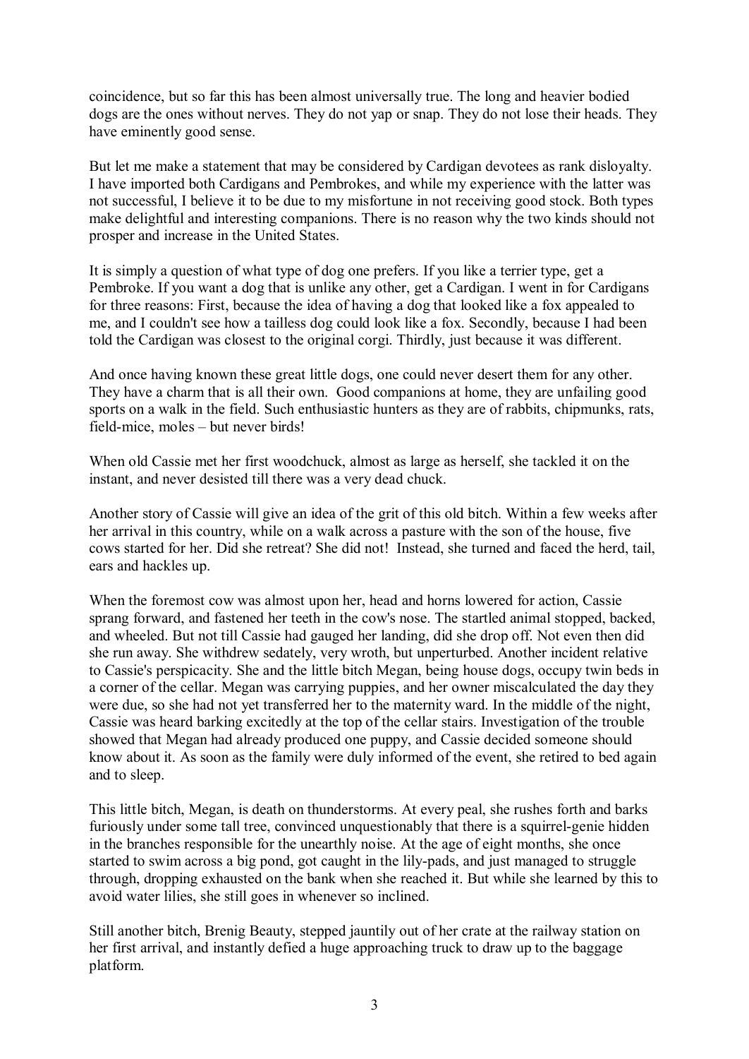coincidence, but so far this has been almost universally true. The long and heavier bodied dogs are the ones without nerves. They do not yap or snap. They do not lose their heads. They have eminently good sense.

But let me make a statement that may be considered by Cardigan devotees as rank disloyalty. I have imported both Cardigans and Pembrokes, and while my experience with the latter was not successful, I believe it to be due to my misfortune in not receiving good stock. Both types make delightful and interesting companions. There is no reason why the two kinds should not prosper and increase in the United States.

It is simply a question of what type of dog one prefers. If you like a terrier type, get a Pembroke. If you want a dog that is unlike any other, get a Cardigan. I went in for Cardigans for three reasons: First, because the idea of having a dog that looked like a fox appealed to me, and I couldn't see how a tailless dog could look like a fox. Secondly, because I had been told the Cardigan was closest to the original corgi. Thirdly, just because it was different.

And once having known these great little dogs, one could never desert them for any other. They have a charm that is all their own. Good companions at home, they are unfailing good sports on a walk in the field. Such enthusiastic hunters as they are of rabbits, chipmunks, rats, field-mice, moles – but never birds!

When old Cassie met her first woodchuck, almost as large as herself, she tackled it on the instant, and never desisted till there was a very dead chuck.

Another story of Cassie will give an idea of the grit of this old bitch. Within a few weeks after her arrival in this country, while on a walk across a pasture with the son of the house, five cows started for her. Did she retreat? She did not! Instead, she turned and faced the herd, tail, ears and hackles up.

When the foremost cow was almost upon her, head and horns lowered for action, Cassie sprang forward, and fastened her teeth in the cow's nose. The startled animal stopped, backed, and wheeled. But not till Cassie had gauged her landing, did she drop off. Not even then did she run away. She withdrew sedately, very wroth, but unperturbed. Another incident relative to Cassie's perspicacity. She and the little bitch Megan, being house dogs, occupy twin beds in a corner of the cellar. Megan was carrying puppies, and her owner miscalculated the day they were due, so she had not yet transferred her to the maternity ward. In the middle of the night, Cassie was heard barking excitedly at the top of the cellar stairs. Investigation of the trouble showed that Megan had already produced one puppy, and Cassie decided someone should know about it. As soon as the family were duly informed of the event, she retired to bed again and to sleep.

This little bitch, Megan, is death on thunderstorms. At every peal, she rushes forth and barks furiously under some tall tree, convinced unquestionably that there is a squirrel-genie hidden in the branches responsible for the unearthly noise. At the age of eight months, she once started to swim across a big pond, got caught in the lily-pads, and just managed to struggle through, dropping exhausted on the bank when she reached it. But while she learned by this to avoid water lilies, she still goes in whenever so inclined.

Still another bitch, Brenig Beauty, stepped jauntily out of her crate at the railway station on her first arrival, and instantly defied a huge approaching truck to draw up to the baggage platform.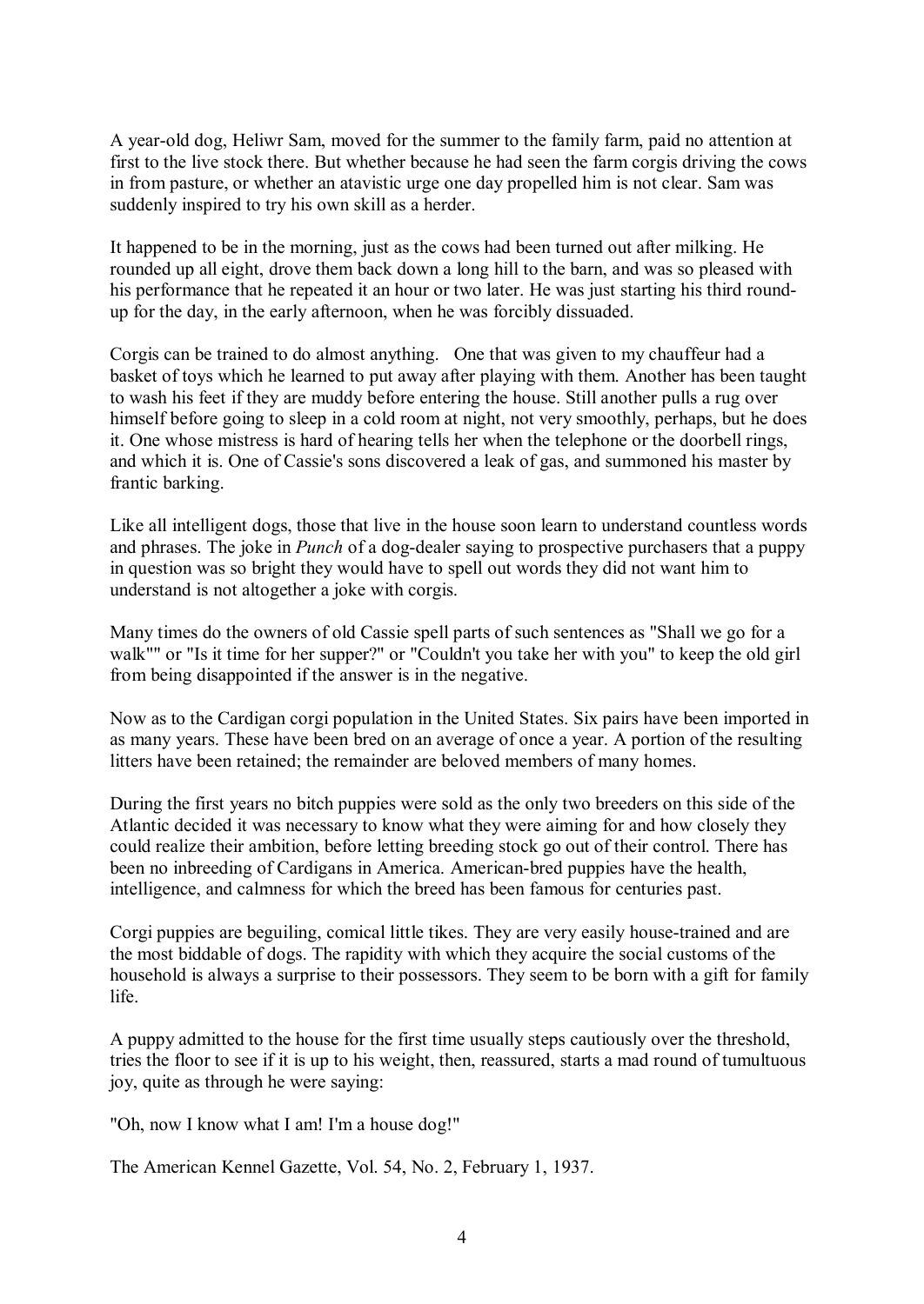A year-old dog, Heliwr Sam, moved for the summer to the family farm, paid no attention at first to the live stock there. But whether because he had seen the farm corgis driving the cows in from pasture, or whether an atavistic urge one day propelled him is not clear. Sam was suddenly inspired to try his own skill as a herder.

It happened to be in the morning, just as the cows had been turned out after milking. He rounded up all eight, drove them back down a long hill to the barn, and was so pleased with his performance that he repeated it an hour or two later. He was just starting his third round-up for the day, in the early afternoon, when he was forcibly dissuaded.

Corgis can be trained to do almost anything. One that was given to my chauffeur had a basket of toys which he learned to put away after playing with them. Another has been taught to wash his feet if they are muddy before entering the house. Still another pulls a rug over himself before going to sleep in a cold room at night, not very smoothly, perhaps, but he does it. One whose mistress is hard of hearing tells her when the telephone or the doorbell rings, and which it is. One of Cassie's sons discovered a leak of gas, and summoned his master by frantic barking.

Like all intelligent dogs, those that live in the house soon learn to understand countless words and phrases. The joke in *Punch* of a dog-dealer saying to prospective purchasers that a puppy in question was so bright they would have to spell out words they did not want him to understand is not altogether a joke with corgis.

Many times do the owners of old Cassie spell parts of such sentences as "Shall we go for a walk"" or "Is it time for her supper?" or "Couldn't you take her with you" to keep the old girl from being disappointed if the answer is in the negative.

Now as to the Cardigan corgi population in the United States. Six pairs have been imported in as many years. These have been bred on an average of once a year. A portion of the resulting litters have been retained; the remainder are beloved members of many homes.

During the first years no bitch puppies were sold as the only two breeders on this side of the Atlantic decided it was necessary to know what they were aiming for and how closely they could realize their ambition, before letting breeding stock go out of their control. There has been no inbreeding of Cardigans in America. American-bred puppies have the health, intelligence, and calmness for which the breed has been famous for centuries past.

Corgi puppies are beguiling, comical little tikes. They are very easily house-trained and are the most biddable of dogs. The rapidity with which they acquire the social customs of the household is always a surprise to their possessors. They seem to be born with a gift for family life.

A puppy admitted to the house for the first time usually steps cautiously over the threshold, tries the floor to see if it is up to his weight, then, reassured, starts a mad round of tumultuous joy, quite as through he were saying:

"Oh, now I know what I am! I'm a house dog!"

The American Kennel Gazette, Vol. 54, No. 2, February 1, 1937.